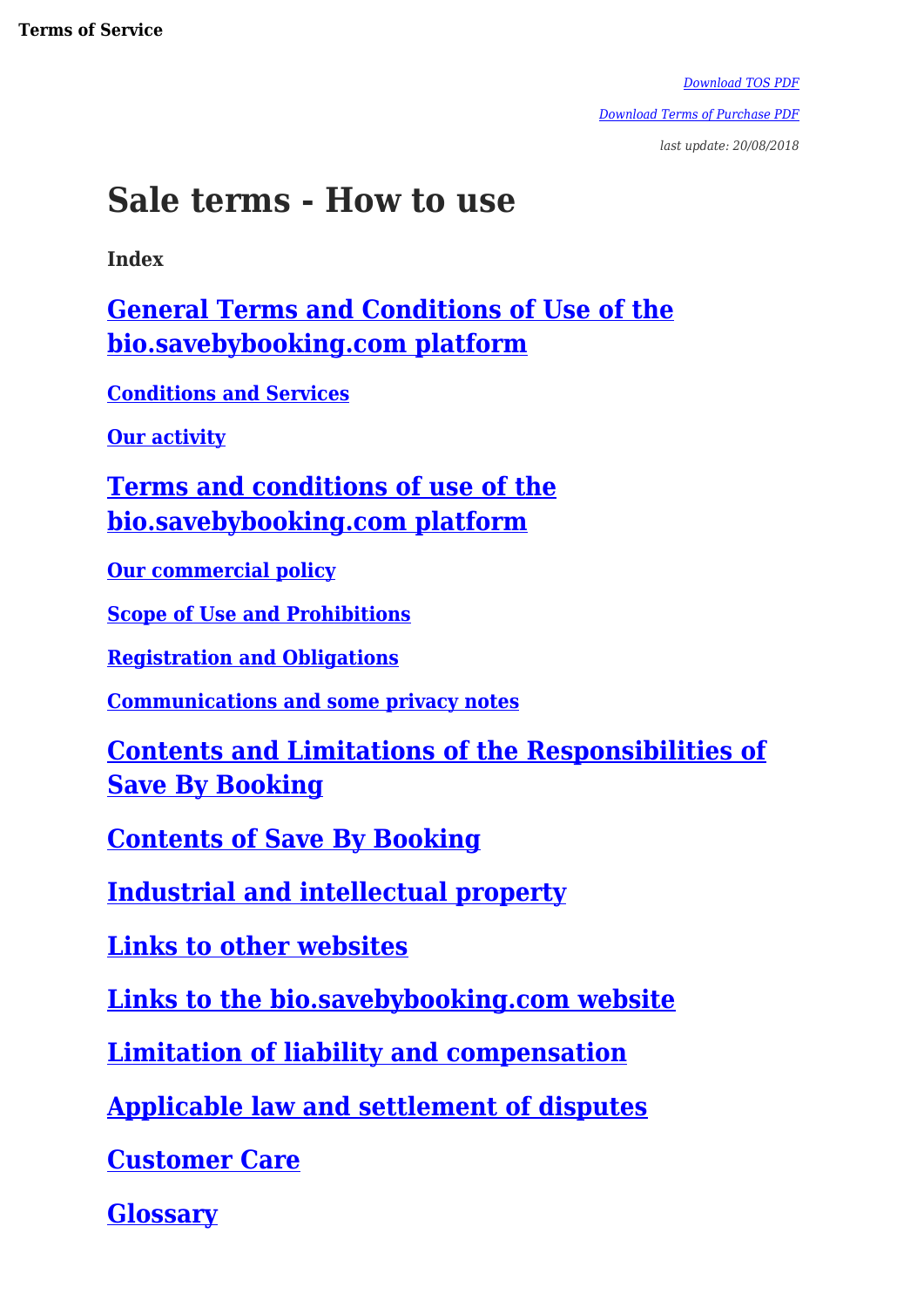**Terms of Service**

*Download TOS PDF*

*Download Terms of Purchase PDF*

*last update: 20/08/2018*

# Sale terms - How to use

**Index**

## General Terms and Conditions of Use of the bio.savebybooking.com platform

**Conditions and Services**

**Our activity**

## Terms and conditions of use of the bio.savebybooking.com platform

**Our commercial policy**

**Scope of Use and Prohibitions**

**Registration and Obligations**

**Communications and some privacy notes**

## Contents and Limitations of the Responsibilities of Save By Booking

## Contents of Save By Booking

## Industrial and intellectual property

## Links to other websites

## Links to the bio.savebybooking.com website

## Limitation of liability and compensation

## Applicable law and settlement of disputes

## Customer Care

## Glossary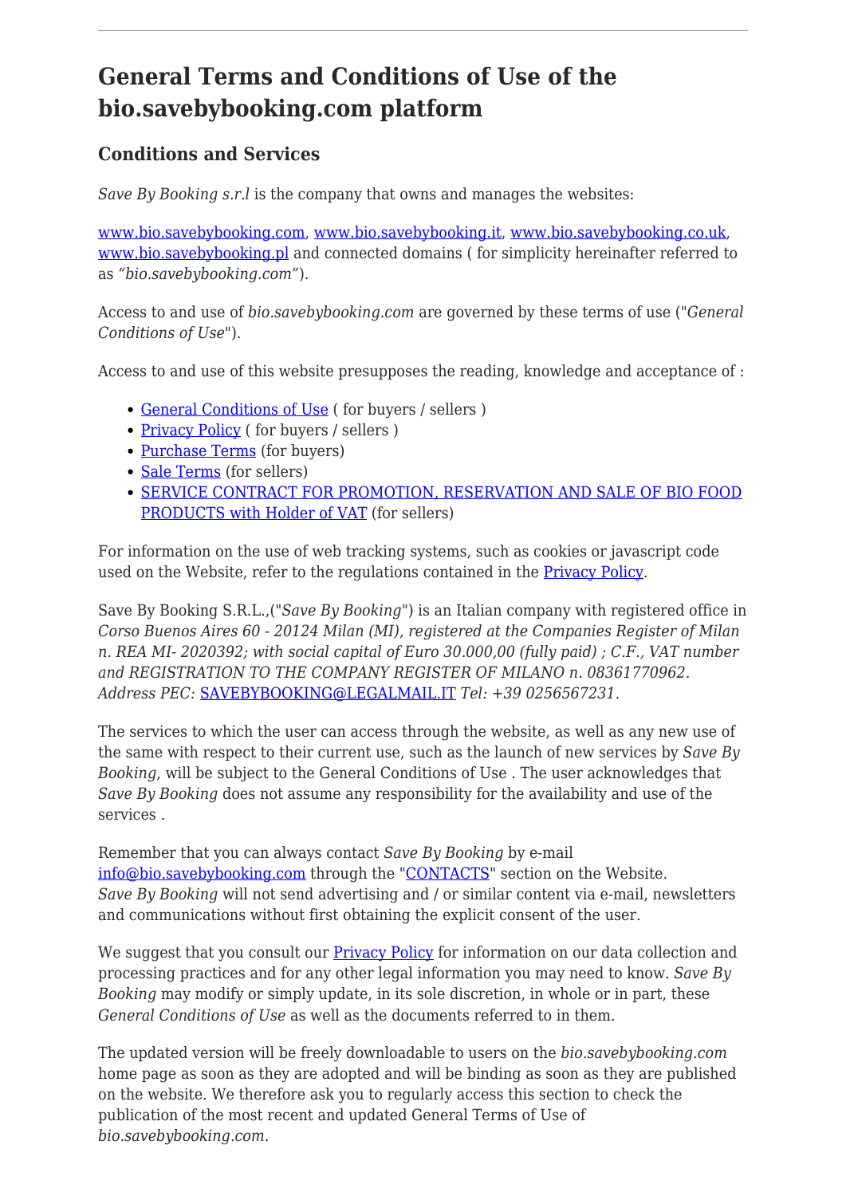# General Terms and Conditions of Use of the bio.savebybooking.com platform

## Conditions and Services

*Save By Booking s.r.l* is the company that owns and manages the websites:

www.bio.savebybooking.com, www.bio.savebybooking.it, www.bio.savebybooking.co.uk, www.bio.savebybooking.pl and connected domains ( for simplicity hereinafter referred to as *"bio.savebybooking.com"*).

Access to and use of *bio.savebybooking.com* are governed by these terms of use ("*General Conditions of Use*").

Access to and use of this website presupposes the reading, knowledge and acceptance of :

- General Conditions of Use ( for buyers / sellers )
- Privacy Policy ( for buyers / sellers )
- Purchase Terms (for buyers)
- Sale Terms (for sellers)
- SERVICE CONTRACT FOR PROMOTION, RESERVATION AND SALE OF BIO FOOD PRODUCTS with Holder of VAT (for sellers)

For information on the use of web tracking systems, such as cookies or javascript code used on the Website, refer to the regulations contained in the Privacy Policy.

Save By Booking S.R.L.,("*Save By Booking*") is an Italian company with registered office in *Corso Buenos Aires 60 - 20124 Milan (MI), registered at the Companies Register of Milan n. REA MI- 2020392; with social capital of Euro 30.000,00 (fully paid) ; C.F., VAT number and REGISTRATION TO THE COMPANY REGISTER OF MILANO n. 08361770962. Address PEC:* SAVEBYBOOKING@LEGALMAIL.IT *Tel: +39 0256567231*.

The services to which the user can access through the website, as well as any new use of the same with respect to their current use, such as the launch of new services by *Save By Booking*, will be subject to the General Conditions of Use . The user acknowledges that *Save By Booking* does not assume any responsibility for the availability and use of the services .

Remember that you can always contact *Save By Booking* by e-mail info@bio.savebybooking.com through the "CONTACTS" section on the Website. *Save By Booking* will not send advertising and / or similar content via e-mail, newsletters and communications without first obtaining the explicit consent of the user.

We suggest that you consult our Privacy Policy for information on our data collection and processing practices and for any other legal information you may need to know. *Save By Booking* may modify or simply update, in its sole discretion, in whole or in part, these *General Conditions of Use* as well as the documents referred to in them.

The updated version will be freely downloadable to users on the *bio.savebybooking.com* home page as soon as they are adopted and will be binding as soon as they are published on the website. We therefore ask you to regularly access this section to check the publication of the most recent and updated General Terms of Use of *bio.savebybooking.com*.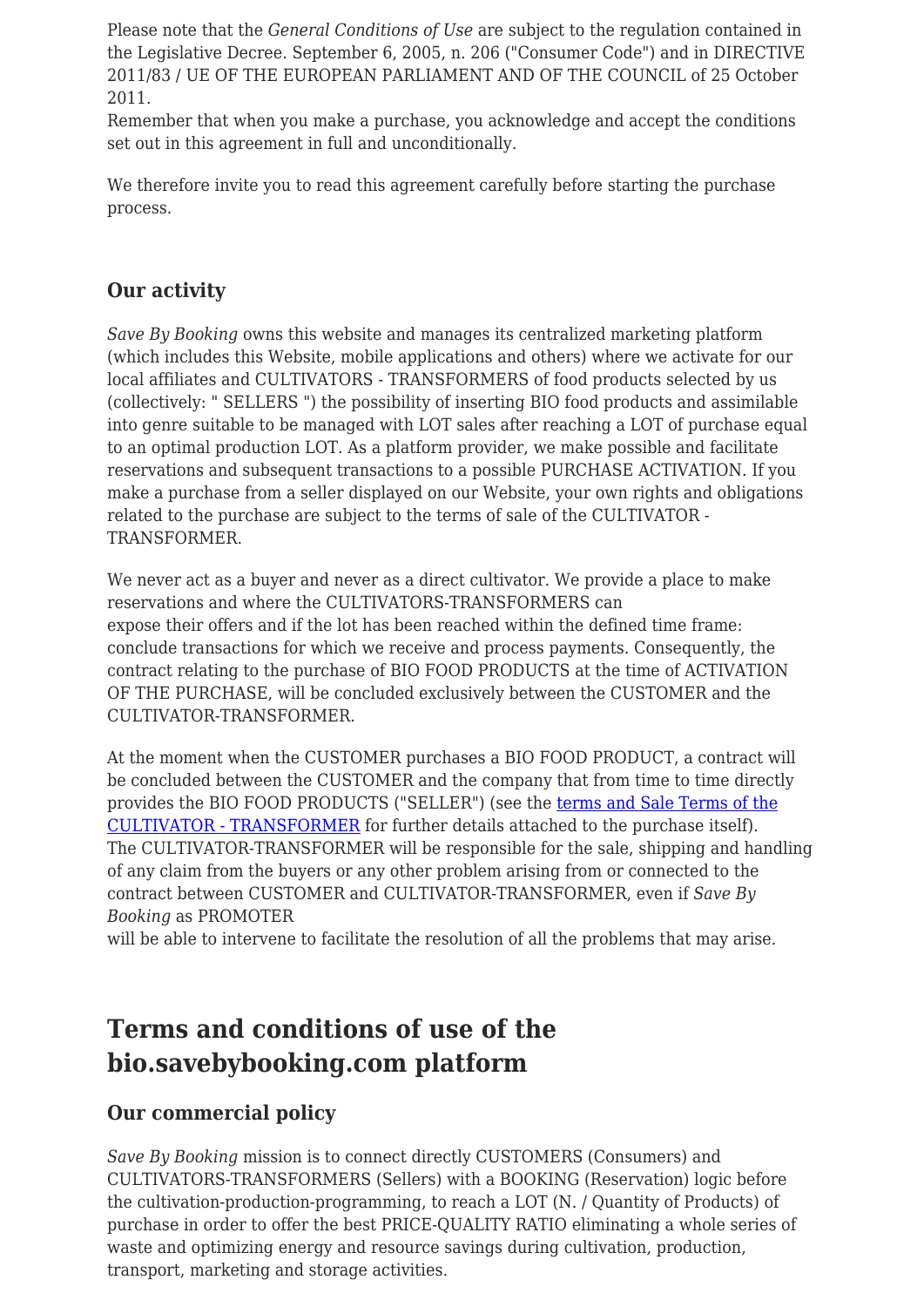Please note that the *General Conditions of Use* are subject to the regulation contained in the Legislative Decree. September 6, 2005, n. 206 ("Consumer Code") and in DIRECTIVE 2011/83 / UE OF THE EUROPEAN PARLIAMENT AND OF THE COUNCIL of 25 October 2011.
Remember that when you make a purchase, you acknowledge and accept the conditions set out in this agreement in full and unconditionally.

We therefore invite you to read this agreement carefully before starting the purchase process.

### Our activity

*Save By Booking* owns this website and manages its centralized marketing platform (which includes this Website, mobile applications and others) where we activate for our local affiliates and CULTIVATORS - TRANSFORMERS of food products selected by us (collectively: " SELLERS ") the possibility of inserting BIO food products and assimilable into genre suitable to be managed with LOT sales after reaching a LOT of purchase equal to an optimal production LOT. As a platform provider, we make possible and facilitate reservations and subsequent transactions to a possible PURCHASE ACTIVATION. If you make a purchase from a seller displayed on our Website, your own rights and obligations related to the purchase are subject to the terms of sale of the CULTIVATOR - TRANSFORMER.

We never act as a buyer and never as a direct cultivator. We provide a place to make reservations and where the CULTIVATORS-TRANSFORMERS can expose their offers and if the lot has been reached within the defined time frame: conclude transactions for which we receive and process payments. Consequently, the contract relating to the purchase of BIO FOOD PRODUCTS at the time of ACTIVATION OF THE PURCHASE, will be concluded exclusively between the CUSTOMER and the CULTIVATOR-TRANSFORMER.

At the moment when the CUSTOMER purchases a BIO FOOD PRODUCT, a contract will be concluded between the CUSTOMER and the company that from time to time directly provides the BIO FOOD PRODUCTS ("SELLER") (see the terms and Sale Terms of the CULTIVATOR - TRANSFORMER for further details attached to the purchase itself). The CULTIVATOR-TRANSFORMER will be responsible for the sale, shipping and handling of any claim from the buyers or any other problem arising from or connected to the contract between CUSTOMER and CULTIVATOR-TRANSFORMER, even if *Save By Booking* as PROMOTER will be able to intervene to facilitate the resolution of all the problems that may arise.

## Terms and conditions of use of the bio.savebybooking.com platform

### Our commercial policy

*Save By Booking* mission is to connect directly CUSTOMERS (Consumers) and CULTIVATORS-TRANSFORMERS (Sellers) with a BOOKING (Reservation) logic before the cultivation-production-programming, to reach a LOT (N. / Quantity of Products) of purchase in order to offer the best PRICE-QUALITY RATIO eliminating a whole series of waste and optimizing energy and resource savings during cultivation, production, transport, marketing and storage activities.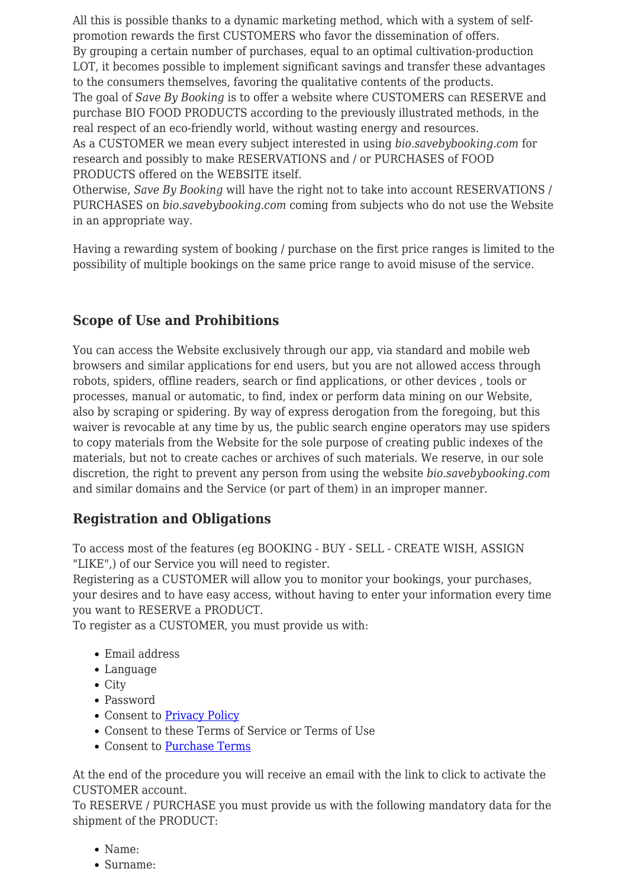All this is possible thanks to a dynamic marketing method, which with a system of self-promotion rewards the first CUSTOMERS who favor the dissemination of offers.
By grouping a certain number of purchases, equal to an optimal cultivation-production LOT, it becomes possible to implement significant savings and transfer these advantages to the consumers themselves, favoring the qualitative contents of the products.
The goal of *Save By Booking* is to offer a website where CUSTOMERS can RESERVE and purchase BIO FOOD PRODUCTS according to the previously illustrated methods, in the real respect of an eco-friendly world, without wasting energy and resources.
As a CUSTOMER we mean every subject interested in using *bio.savebybooking.com* for research and possibly to make RESERVATIONS and / or PURCHASES of FOOD PRODUCTS offered on the WEBSITE itself.
Otherwise, *Save By Booking* will have the right not to take into account RESERVATIONS / PURCHASES on *bio.savebybooking.com* coming from subjects who do not use the Website in an appropriate way.

Having a rewarding system of booking / purchase on the first price ranges is limited to the possibility of multiple bookings on the same price range to avoid misuse of the service.

## Scope of Use and Prohibitions

You can access the Website exclusively through our app, via standard and mobile web browsers and similar applications for end users, but you are not allowed access through robots, spiders, offline readers, search or find applications, or other devices , tools or processes, manual or automatic, to find, index or perform data mining on our Website, also by scraping or spidering. By way of express derogation from the foregoing, but this waiver is revocable at any time by us, the public search engine operators may use spiders to copy materials from the Website for the sole purpose of creating public indexes of the materials, but not to create caches or archives of such materials. We reserve, in our sole discretion, the right to prevent any person from using the website *bio.savebybooking.com* and similar domains and the Service (or part of them) in an improper manner.

## Registration and Obligations

To access most of the features (eg BOOKING - BUY - SELL - CREATE WISH, ASSIGN "LIKE",) of our Service you will need to register.
Registering as a CUSTOMER will allow you to monitor your bookings, your purchases, your desires and to have easy access, without having to enter your information every time you want to RESERVE a PRODUCT.
To register as a CUSTOMER, you must provide us with:

- Email address
- Language
- City
- Password
- Consent to Privacy Policy
- Consent to these Terms of Service or Terms of Use
- Consent to Purchase Terms

At the end of the procedure you will receive an email with the link to click to activate the CUSTOMER account.
To RESERVE / PURCHASE you must provide us with the following mandatory data for the shipment of the PRODUCT:

- Name:
- Surname: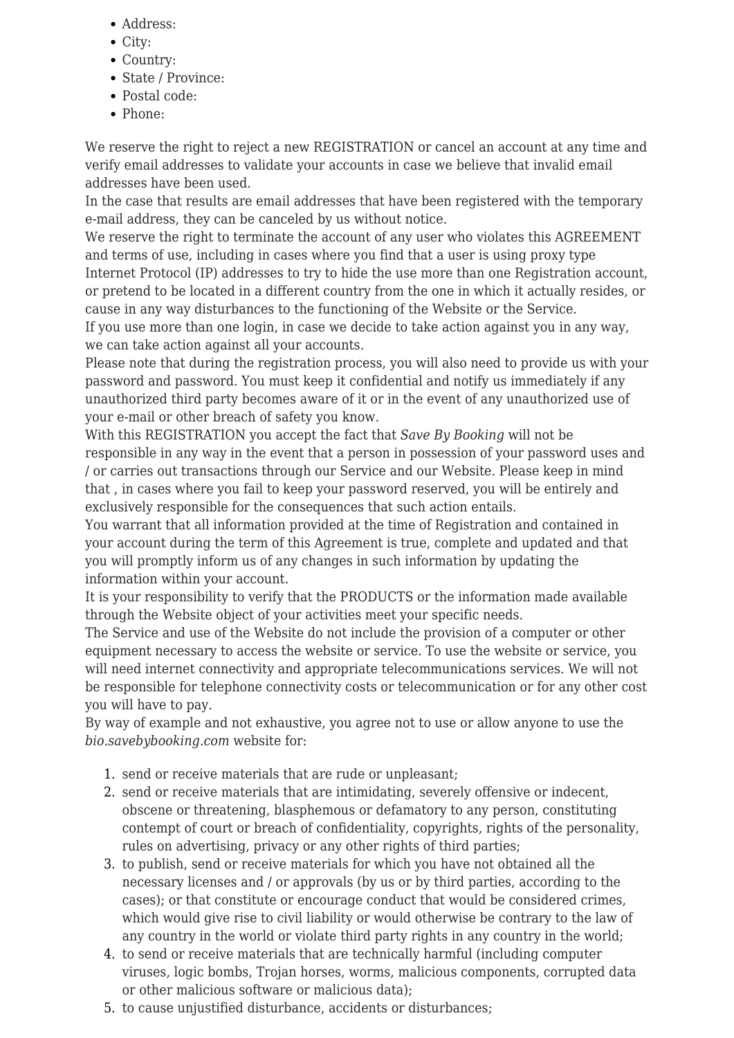- Address:
- City:
- Country:
- State / Province:
- Postal code:
- Phone:

We reserve the right to reject a new REGISTRATION or cancel an account at any time and verify email addresses to validate your accounts in case we believe that invalid email addresses have been used.
In the case that results are email addresses that have been registered with the temporary e-mail address, they can be canceled by us without notice.
We reserve the right to terminate the account of any user who violates this AGREEMENT and terms of use, including in cases where you find that a user is using proxy type Internet Protocol (IP) addresses to try to hide the use more than one Registration account, or pretend to be located in a different country from the one in which it actually resides, or cause in any way disturbances to the functioning of the Website or the Service.
If you use more than one login, in case we decide to take action against you in any way, we can take action against all your accounts.
Please note that during the registration process, you will also need to provide us with your password and password. You must keep it confidential and notify us immediately if any unauthorized third party becomes aware of it or in the event of any unauthorized use of your e-mail or other breach of safety you know.
With this REGISTRATION you accept the fact that *Save By Booking* will not be responsible in any way in the event that a person in possession of your password uses and / or carries out transactions through our Service and our Website. Please keep in mind that , in cases where you fail to keep your password reserved, you will be entirely and exclusively responsible for the consequences that such action entails.
You warrant that all information provided at the time of Registration and contained in your account during the term of this Agreement is true, complete and updated and that you will promptly inform us of any changes in such information by updating the information within your account.
It is your responsibility to verify that the PRODUCTS or the information made available through the Website object of your activities meet your specific needs.
The Service and use of the Website do not include the provision of a computer or other equipment necessary to access the website or service. To use the website or service, you will need internet connectivity and appropriate telecommunications services. We will not be responsible for telephone connectivity costs or telecommunication or for any other cost you will have to pay.
By way of example and not exhaustive, you agree not to use or allow anyone to use the *bio.savebybooking.com* website for:

1. send or receive materials that are rude or unpleasant;
2. send or receive materials that are intimidating, severely offensive or indecent, obscene or threatening, blasphemous or defamatory to any person, constituting contempt of court or breach of confidentiality, copyrights, rights of the personality, rules on advertising, privacy or any other rights of third parties;
3. to publish, send or receive materials for which you have not obtained all the necessary licenses and / or approvals (by us or by third parties, according to the cases); or that constitute or encourage conduct that would be considered crimes, which would give rise to civil liability or would otherwise be contrary to the law of any country in the world or violate third party rights in any country in the world;
4. to send or receive materials that are technically harmful (including computer viruses, logic bombs, Trojan horses, worms, malicious components, corrupted data or other malicious software or malicious data);
5. to cause unjustified disturbance, accidents or disturbances;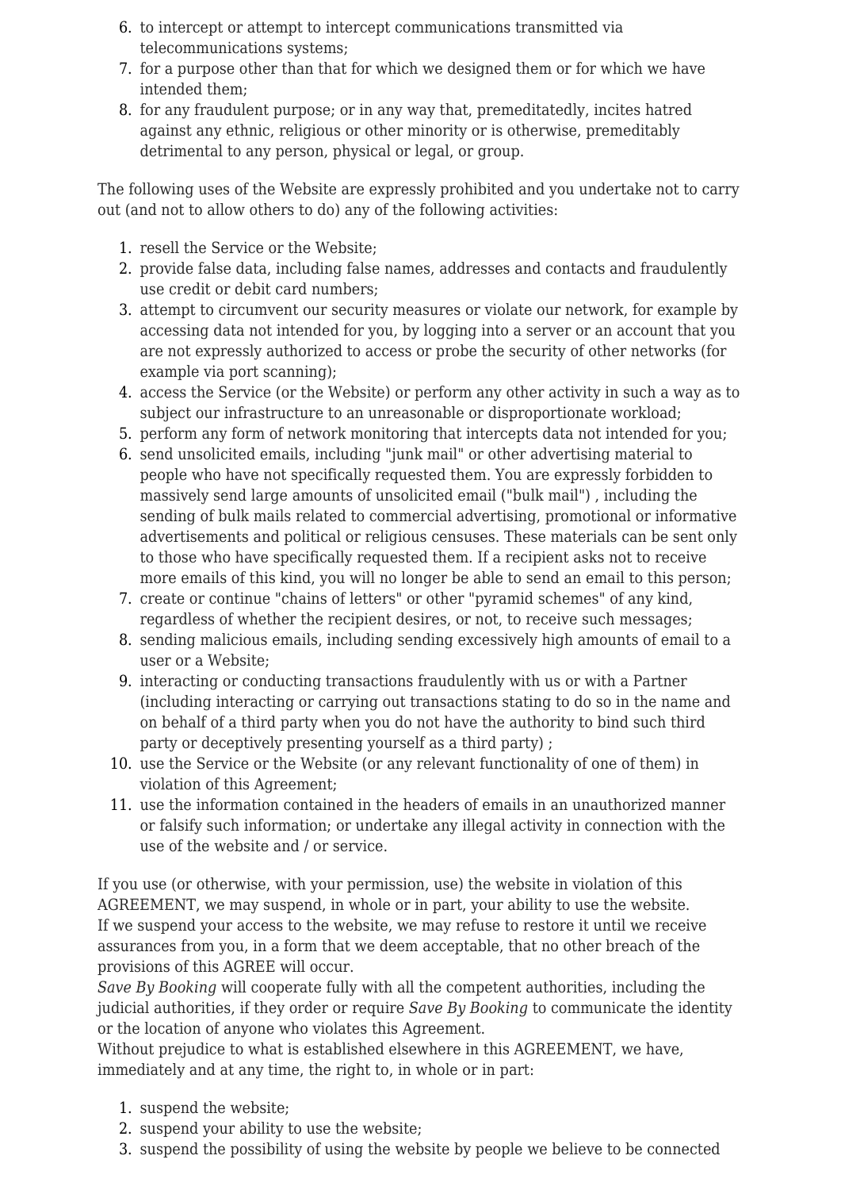6. to intercept or attempt to intercept communications transmitted via telecommunications systems;
7. for a purpose other than that for which we designed them or for which we have intended them;
8. for any fraudulent purpose; or in any way that, premeditatedly, incites hatred against any ethnic, religious or other minority or is otherwise, premeditably detrimental to any person, physical or legal, or group.

The following uses of the Website are expressly prohibited and you undertake not to carry out (and not to allow others to do) any of the following activities:

1. resell the Service or the Website;
2. provide false data, including false names, addresses and contacts and fraudulently use credit or debit card numbers;
3. attempt to circumvent our security measures or violate our network, for example by accessing data not intended for you, by logging into a server or an account that you are not expressly authorized to access or probe the security of other networks (for example via port scanning);
4. access the Service (or the Website) or perform any other activity in such a way as to subject our infrastructure to an unreasonable or disproportionate workload;
5. perform any form of network monitoring that intercepts data not intended for you;
6. send unsolicited emails, including "junk mail" or other advertising material to people who have not specifically requested them. You are expressly forbidden to massively send large amounts of unsolicited email ("bulk mail") , including the sending of bulk mails related to commercial advertising, promotional or informative advertisements and political or religious censuses. These materials can be sent only to those who have specifically requested them. If a recipient asks not to receive more emails of this kind, you will no longer be able to send an email to this person;
7. create or continue "chains of letters" or other "pyramid schemes" of any kind, regardless of whether the recipient desires, or not, to receive such messages;
8. sending malicious emails, including sending excessively high amounts of email to a user or a Website;
9. interacting or conducting transactions fraudulently with us or with a Partner (including interacting or carrying out transactions stating to do so in the name and on behalf of a third party when you do not have the authority to bind such third party or deceptively presenting yourself as a third party) ;
10. use the Service or the Website (or any relevant functionality of one of them) in violation of this Agreement;
11. use the information contained in the headers of emails in an unauthorized manner or falsify such information; or undertake any illegal activity in connection with the use of the website and / or service.

If you use (or otherwise, with your permission, use) the website in violation of this AGREEMENT, we may suspend, in whole or in part, your ability to use the website.
If we suspend your access to the website, we may refuse to restore it until we receive assurances from you, in a form that we deem acceptable, that no other breach of the provisions of this AGREE will occur.
*Save By Booking* will cooperate fully with all the competent authorities, including the judicial authorities, if they order or require *Save By Booking* to communicate the identity or the location of anyone who violates this Agreement.
Without prejudice to what is established elsewhere in this AGREEMENT, we have, immediately and at any time, the right to, in whole or in part:

1. suspend the website;
2. suspend your ability to use the website;
3. suspend the possibility of using the website by people we believe to be connected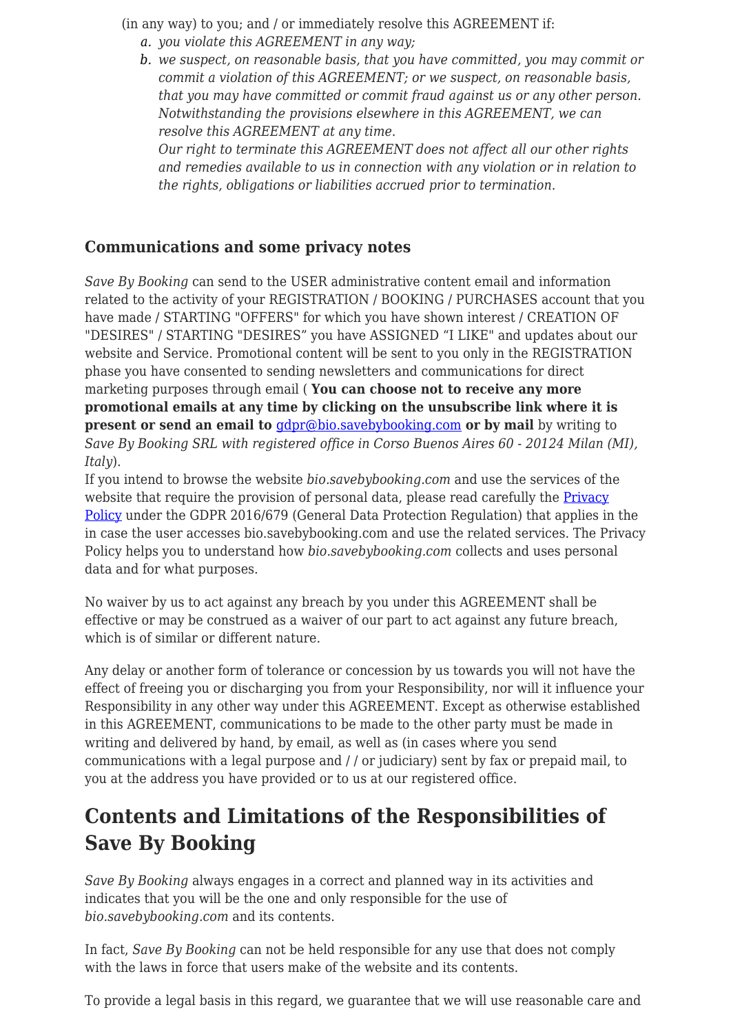(in any way) to you; and / or immediately resolve this AGREEMENT if:

a. *you violate this AGREEMENT in any way;*
b. *we suspect, on reasonable basis, that you have committed, you may commit or commit a violation of this AGREEMENT; or we suspect, on reasonable basis, that you may have committed or commit fraud against us or any other person. Notwithstanding the provisions elsewhere in this AGREEMENT, we can resolve this AGREEMENT at any time.*
   *Our right to terminate this AGREEMENT does not affect all our other rights and remedies available to us in connection with any violation or in relation to the rights, obligations or liabilities accrued prior to termination.*

### Communications and some privacy notes

*Save By Booking* can send to the USER administrative content email and information related to the activity of your REGISTRATION / BOOKING / PURCHASES account that you have made / STARTING "OFFERS" for which you have shown interest / CREATION OF "DESIRES" / STARTING "DESIRES" you have ASSIGNED "I LIKE" and updates about our website and Service. Promotional content will be sent to you only in the REGISTRATION phase you have consented to sending newsletters and communications for direct marketing purposes through email ( **You can choose not to receive any more promotional emails at any time by clicking on the unsubscribe link where it is present or send an email to** [gdpr@bio.savebybooking.com](mailto:gdpr@bio.savebybooking.com) **or by mail** by writing to *Save By Booking SRL with registered office in Corso Buenos Aires 60 - 20124 Milan (MI), Italy*).
If you intend to browse the website *bio.savebybooking.com* and use the services of the website that require the provision of personal data, please read carefully the [Privacy Policy]() under the GDPR 2016/679 (General Data Protection Regulation) that applies in the in case the user accesses bio.savebybooking.com and use the related services. The Privacy Policy helps you to understand how *bio.savebybooking.com* collects and uses personal data and for what purposes.

No waiver by us to act against any breach by you under this AGREEMENT shall be effective or may be construed as a waiver of our part to act against any future breach, which is of similar or different nature.

Any delay or another form of tolerance or concession by us towards you will not have the effect of freeing you or discharging you from your Responsibility, nor will it influence your Responsibility in any other way under this AGREEMENT. Except as otherwise established in this AGREEMENT, communications to be made to the other party must be made in writing and delivered by hand, by email, as well as (in cases where you send communications with a legal purpose and / / or judiciary) sent by fax or prepaid mail, to you at the address you have provided or to us at our registered office.

## Contents and Limitations of the Responsibilities of Save By Booking

*Save By Booking* always engages in a correct and planned way in its activities and indicates that you will be the one and only responsible for the use of *bio.savebybooking.com* and its contents.

In fact, *Save By Booking* can not be held responsible for any use that does not comply with the laws in force that users make of the website and its contents.

To provide a legal basis in this regard, we guarantee that we will use reasonable care and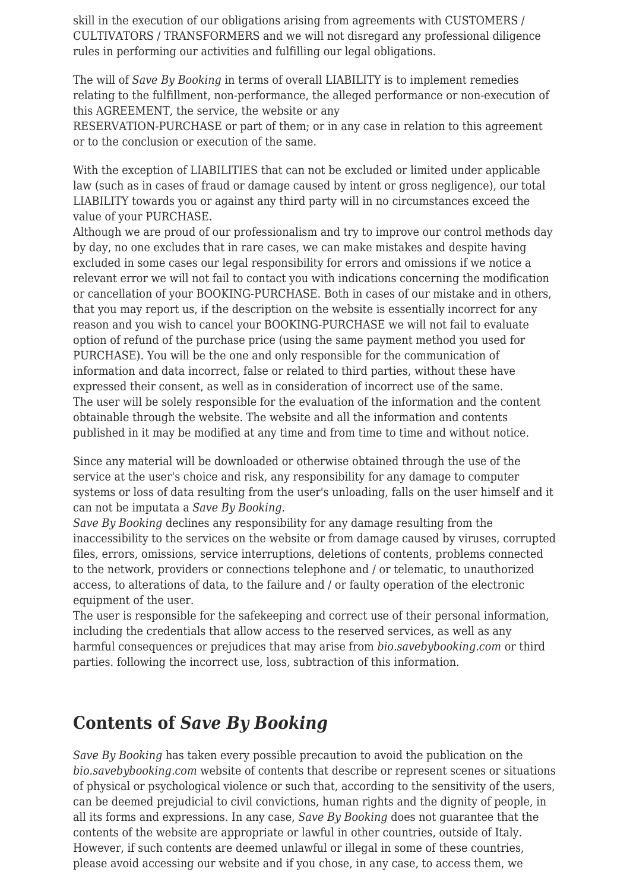skill in the execution of our obligations arising from agreements with CUSTOMERS / CULTIVATORS / TRANSFORMERS and we will not disregard any professional diligence rules in performing our activities and fulfilling our legal obligations.

The will of *Save By Booking* in terms of overall LIABILITY is to implement remedies relating to the fulfillment, non-performance, the alleged performance or non-execution of this AGREEMENT, the service, the website or any RESERVATION-PURCHASE or part of them; or in any case in relation to this agreement or to the conclusion or execution of the same.

With the exception of LIABILITIES that can not be excluded or limited under applicable law (such as in cases of fraud or damage caused by intent or gross negligence), our total LIABILITY towards you or against any third party will in no circumstances exceed the value of your PURCHASE.
Although we are proud of our professionalism and try to improve our control methods day by day, no one excludes that in rare cases, we can make mistakes and despite having excluded in some cases our legal responsibility for errors and omissions if we notice a relevant error we will not fail to contact you with indications concerning the modification or cancellation of your BOOKING-PURCHASE. Both in cases of our mistake and in others, that you may report us, if the description on the website is essentially incorrect for any reason and you wish to cancel your BOOKING-PURCHASE we will not fail to evaluate option of refund of the purchase price (using the same payment method you used for PURCHASE). You will be the one and only responsible for the communication of information and data incorrect, false or related to third parties, without these have expressed their consent, as well as in consideration of incorrect use of the same.
The user will be solely responsible for the evaluation of the information and the content obtainable through the website. The website and all the information and contents published in it may be modified at any time and from time to time and without notice.

Since any material will be downloaded or otherwise obtained through the use of the service at the user's choice and risk, any responsibility for any damage to computer systems or loss of data resulting from the user's unloading, falls on the user himself and it can not be imputata a *Save By Booking*.
*Save By Booking* declines any responsibility for any damage resulting from the inaccessibility to the services on the website or from damage caused by viruses, corrupted files, errors, omissions, service interruptions, deletions of contents, problems connected to the network, providers or connections telephone and / or telematic, to unauthorized access, to alterations of data, to the failure and / or faulty operation of the electronic equipment of the user.
The user is responsible for the safekeeping and correct use of their personal information, including the credentials that allow access to the reserved services, as well as any harmful consequences or prejudices that may arise from *bio.savebybooking.com* or third parties. following the incorrect use, loss, subtraction of this information.

## Contents of *Save By Booking*

*Save By Booking* has taken every possible precaution to avoid the publication on the *bio.savebybooking.com* website of contents that describe or represent scenes or situations of physical or psychological violence or such that, according to the sensitivity of the users, can be deemed prejudicial to civil convictions, human rights and the dignity of people, in all its forms and expressions. In any case, *Save By Booking* does not guarantee that the contents of the website are appropriate or lawful in other countries, outside of Italy. However, if such contents are deemed unlawful or illegal in some of these countries, please avoid accessing our website and if you chose, in any case, to access them, we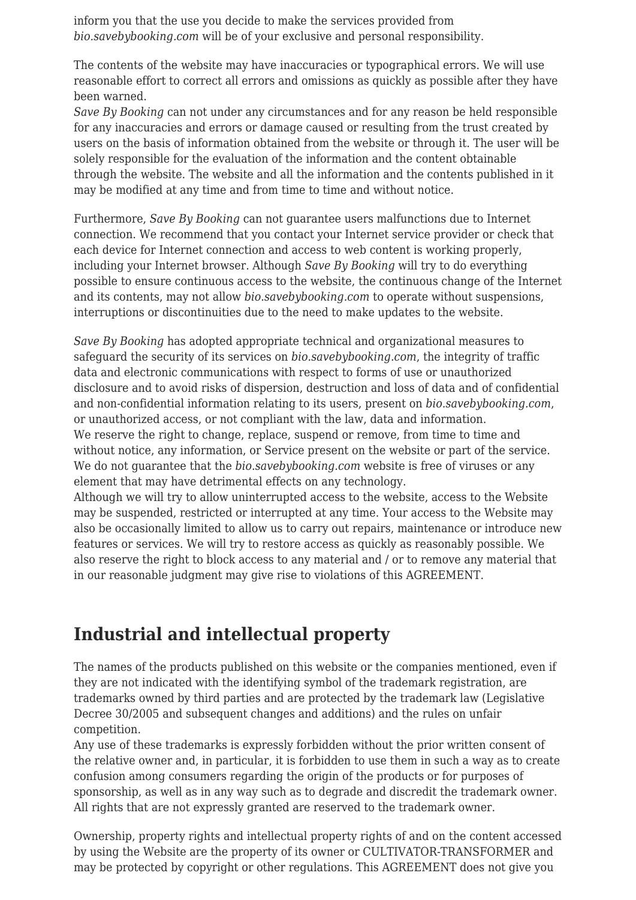inform you that the use you decide to make the services provided from *bio.savebybooking.com* will be of your exclusive and personal responsibility.

The contents of the website may have inaccuracies or typographical errors. We will use reasonable effort to correct all errors and omissions as quickly as possible after they have been warned.
*Save By Booking* can not under any circumstances and for any reason be held responsible for any inaccuracies and errors or damage caused or resulting from the trust created by users on the basis of information obtained from the website or through it. The user will be solely responsible for the evaluation of the information and the content obtainable through the website. The website and all the information and the contents published in it may be modified at any time and from time to time and without notice.

Furthermore, *Save By Booking* can not guarantee users malfunctions due to Internet connection. We recommend that you contact your Internet service provider or check that each device for Internet connection and access to web content is working properly, including your Internet browser. Although *Save By Booking* will try to do everything possible to ensure continuous access to the website, the continuous change of the Internet and its contents, may not allow *bio.savebybooking.com* to operate without suspensions, interruptions or discontinuities due to the need to make updates to the website.

*Save By Booking* has adopted appropriate technical and organizational measures to safeguard the security of its services on *bio.savebybooking.com*, the integrity of traffic data and electronic communications with respect to forms of use or unauthorized disclosure and to avoid risks of dispersion, destruction and loss of data and of confidential and non-confidential information relating to its users, present on *bio.savebybooking.com*, or unauthorized access, or not compliant with the law, data and information.
We reserve the right to change, replace, suspend or remove, from time to time and without notice, any information, or Service present on the website or part of the service.
We do not guarantee that the *bio.savebybooking.com* website is free of viruses or any element that may have detrimental effects on any technology.
Although we will try to allow uninterrupted access to the website, access to the Website may be suspended, restricted or interrupted at any time. Your access to the Website may also be occasionally limited to allow us to carry out repairs, maintenance or introduce new features or services. We will try to restore access as quickly as reasonably possible. We also reserve the right to block access to any material and / or to remove any material that in our reasonable judgment may give rise to violations of this AGREEMENT.

## Industrial and intellectual property

The names of the products published on this website or the companies mentioned, even if they are not indicated with the identifying symbol of the trademark registration, are trademarks owned by third parties and are protected by the trademark law (Legislative Decree 30/2005 and subsequent changes and additions) and the rules on unfair competition.
Any use of these trademarks is expressly forbidden without the prior written consent of the relative owner and, in particular, it is forbidden to use them in such a way as to create confusion among consumers regarding the origin of the products or for purposes of sponsorship, as well as in any way such as to degrade and discredit the trademark owner. All rights that are not expressly granted are reserved to the trademark owner.

Ownership, property rights and intellectual property rights of and on the content accessed by using the Website are the property of its owner or CULTIVATOR-TRANSFORMER and may be protected by copyright or other regulations. This AGREEMENT does not give you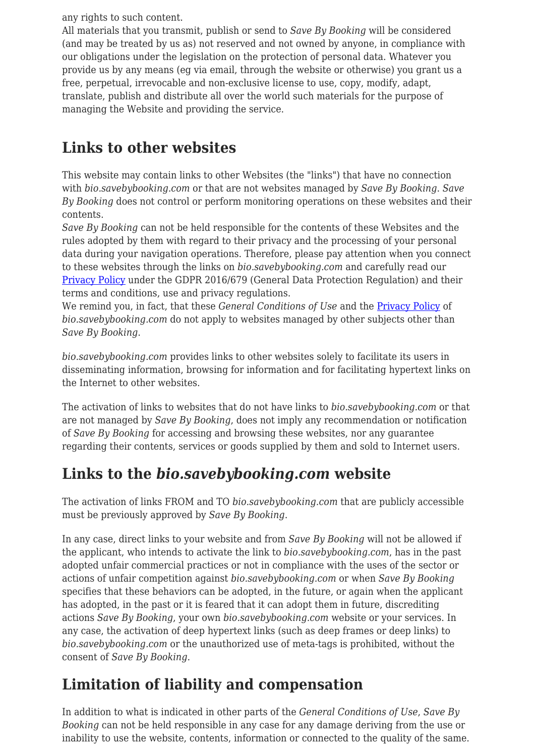any rights to such content.
All materials that you transmit, publish or send to *Save By Booking* will be considered (and may be treated by us as) not reserved and not owned by anyone, in compliance with our obligations under the legislation on the protection of personal data. Whatever you provide us by any means (eg via email, through the website or otherwise) you grant us a free, perpetual, irrevocable and non-exclusive license to use, copy, modify, adapt, translate, publish and distribute all over the world such materials for the purpose of managing the Website and providing the service.

## Links to other websites

This website may contain links to other Websites (the "links") that have no connection with *bio.savebybooking.com* or that are not websites managed by *Save By Booking*. *Save By Booking* does not control or perform monitoring operations on these websites and their contents.
*Save By Booking* can not be held responsible for the contents of these Websites and the rules adopted by them with regard to their privacy and the processing of your personal data during your navigation operations. Therefore, please pay attention when you connect to these websites through the links on *bio.savebybooking.com* and carefully read our Privacy Policy under the GDPR 2016/679 (General Data Protection Regulation) and their terms and conditions, use and privacy regulations.
We remind you, in fact, that these *General Conditions of Use* and the Privacy Policy of *bio.savebybooking.com* do not apply to websites managed by other subjects other than *Save By Booking*.

*bio.savebybooking.com* provides links to other websites solely to facilitate its users in disseminating information, browsing for information and for facilitating hypertext links on the Internet to other websites.

The activation of links to websites that do not have links to *bio.savebybooking.com* or that are not managed by *Save By Booking*, does not imply any recommendation or notification of *Save By Booking* for accessing and browsing these websites, nor any guarantee regarding their contents, services or goods supplied by them and sold to Internet users.

## Links to the *bio.savebybooking.com* website

The activation of links FROM and TO *bio.savebybooking.com* that are publicly accessible must be previously approved by *Save By Booking*.

In any case, direct links to your website and from *Save By Booking* will not be allowed if the applicant, who intends to activate the link to *bio.savebybooking.com*, has in the past adopted unfair commercial practices or not in compliance with the uses of the sector or actions of unfair competition against *bio.savebybooking.com* or when *Save By Booking* specifies that these behaviors can be adopted, in the future, or again when the applicant has adopted, in the past or it is feared that it can adopt them in future, discrediting actions *Save By Booking*, your own *bio.savebybooking.com* website or your services. In any case, the activation of deep hypertext links (such as deep frames or deep links) to *bio.savebybooking.com* or the unauthorized use of meta-tags is prohibited, without the consent of *Save By Booking*.

## Limitation of liability and compensation

In addition to what is indicated in other parts of the *General Conditions of Use*, *Save By Booking* can not be held responsible in any case for any damage deriving from the use or inability to use the website, contents, information or connected to the quality of the same.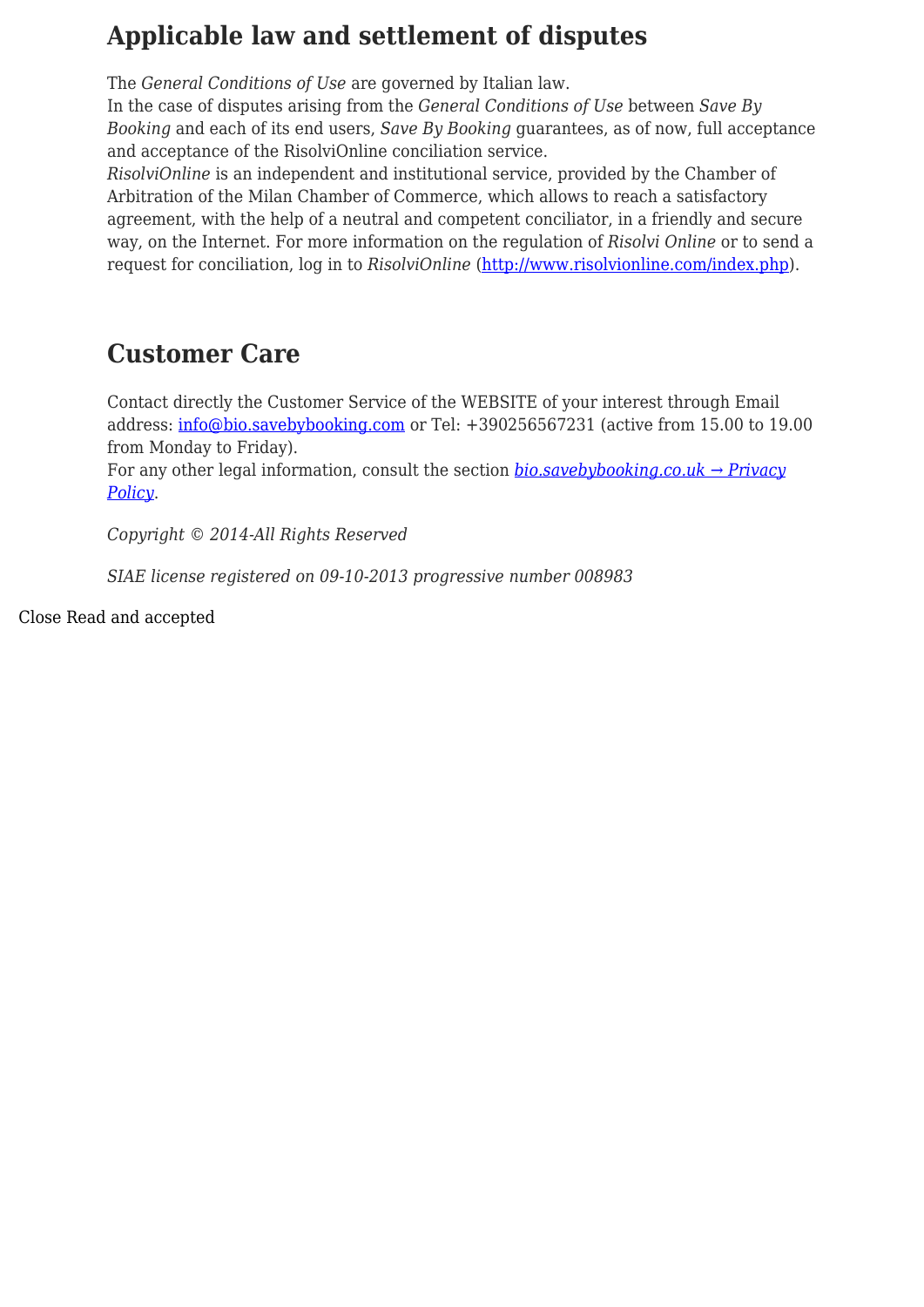## Applicable law and settlement of disputes

The *General Conditions of Use* are governed by Italian law.
In the case of disputes arising from the *General Conditions of Use* between *Save By Booking* and each of its end users, *Save By Booking* guarantees, as of now, full acceptance and acceptance of the RisolviOnline conciliation service.
*RisolviOnline* is an independent and institutional service, provided by the Chamber of Arbitration of the Milan Chamber of Commerce, which allows to reach a satisfactory agreement, with the help of a neutral and competent conciliator, in a friendly and secure way, on the Internet. For more information on the regulation of *Risolvi Online* or to send a request for conciliation, log in to *RisolviOnline* (http://www.risolvionline.com/index.php).

## Customer Care

Contact directly the Customer Service of the WEBSITE of your interest through Email address: info@bio.savebybooking.com or Tel: +390256567231 (active from 15.00 to 19.00 from Monday to Friday).
For any other legal information, consult the section *bio.savebybooking.co.uk → Privacy Policy*.

*Copyright © 2014-All Rights Reserved*

*SIAE license registered on 09-10-2013 progressive number 008983*

Close Read and accepted